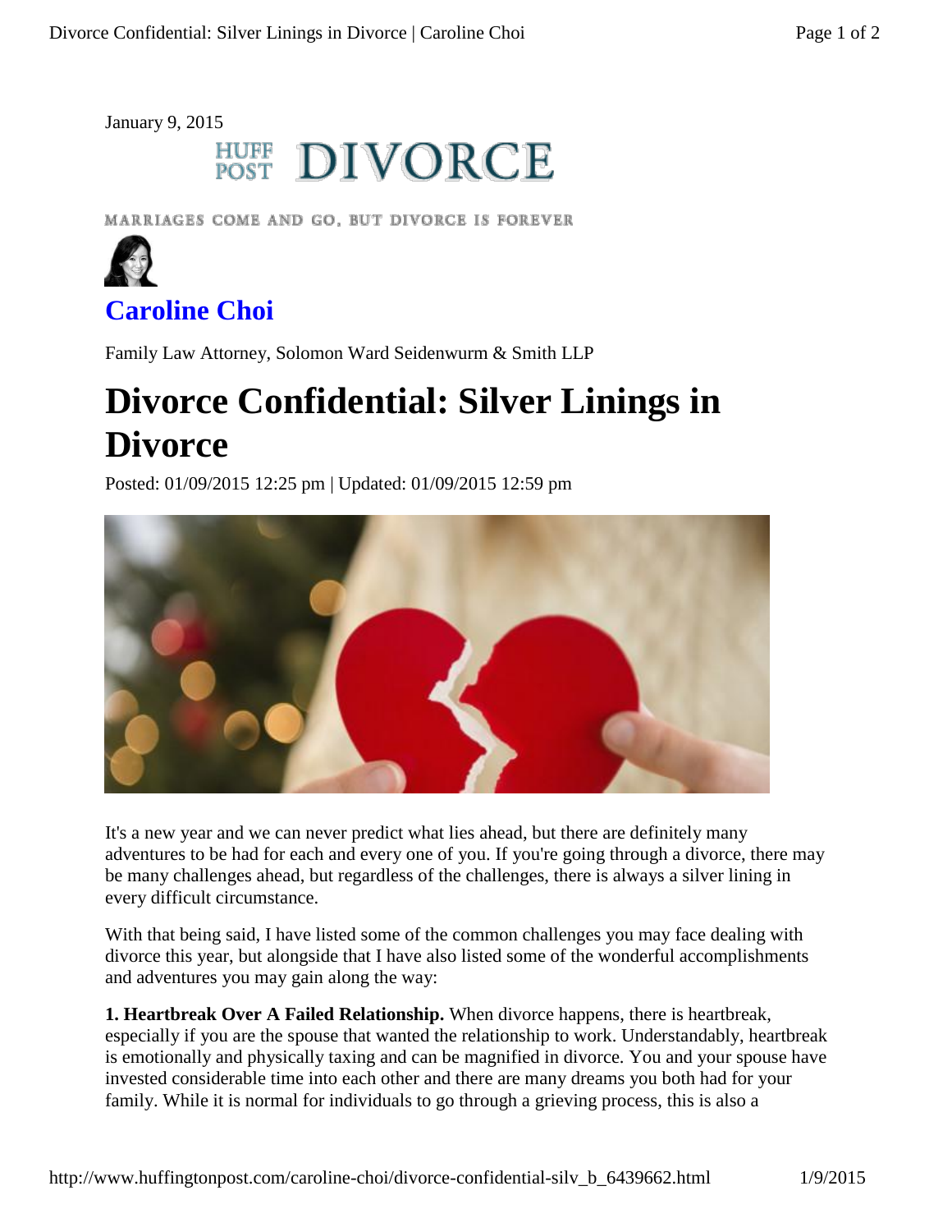January 9, 2015

HUFF POST DIVORCE

MARRIAGES COME AND GO, BUT DIVORCE IS FOREVER

**Caroline Choi**

Family Law Attorney, Solomon Ward Seidenwurm & Smith LLP

# Divorce Confidential: Silver Linings in Divorce

Posted: 01/09/2015 12:25 pm | Updated: 01/09/2015 12:59 pm

It's a new year and we can never predict what lies ahead, but there are definitely many adventures to be had for each and every one of you. If you're going through a divorce, there may be many challenges ahead, but regardless of the challenges, there is always a silver lining in every difficult circumstance.

With that being said, I have listed some of the common challenges you may face dealing with divorce this year, but alongside that I have also listed some of the wonderful accomplishments and adventures you may gain along the way:

**1. Heartbreak Over A Failed Relationship.** When divorce happens, there is heartbreak, especially if you are the spouse that wanted the relationship to work. Understandably, heartbreak is emotionally and physically taxing and can be magnified in divorce. You and your spouse have invested considerable time into each other and there are many dreams you both had for your family. While it is normal for individuals to go through a grieving process, this is also a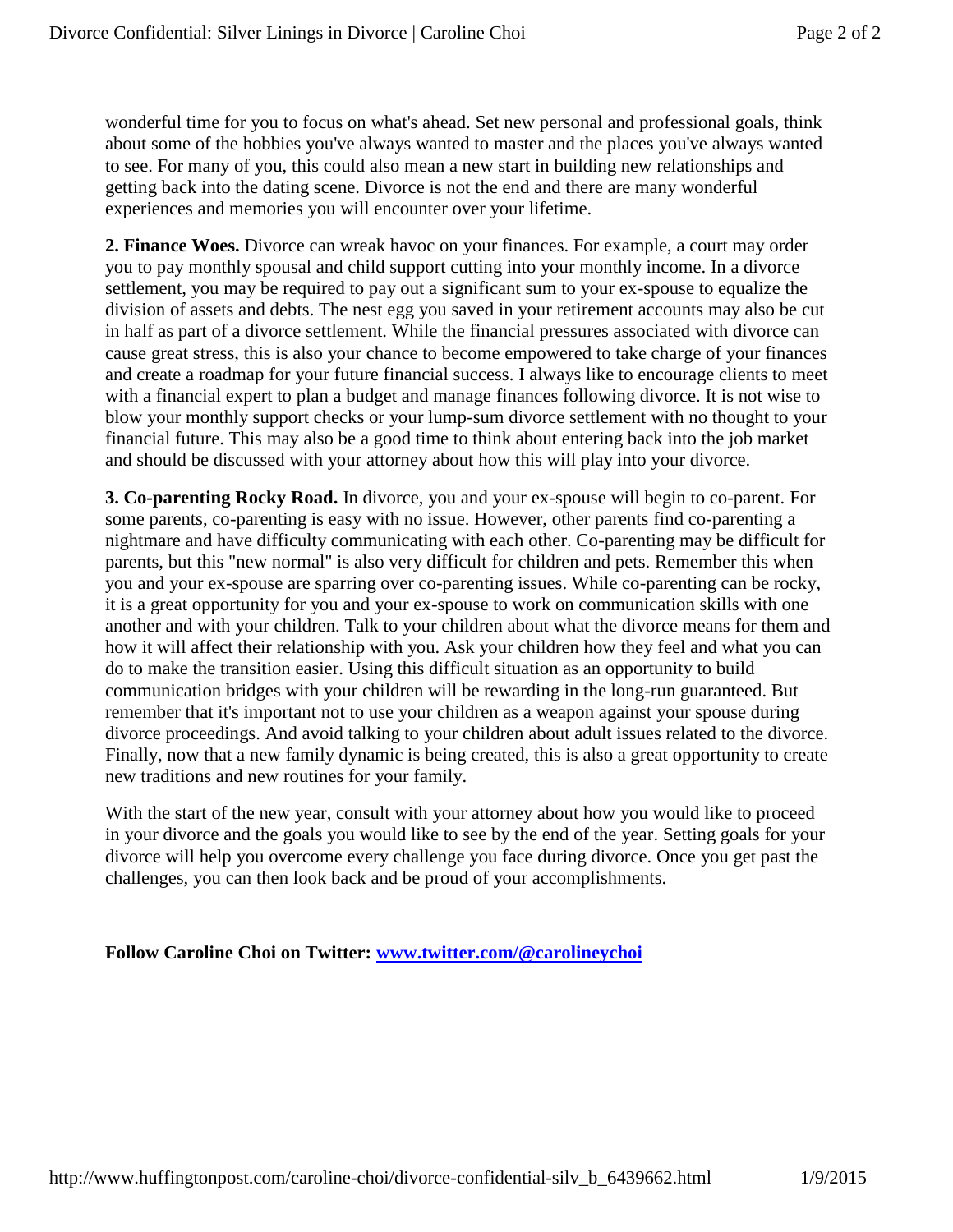wonderful time for you to focus on what's ahead. Set new personal and professional goals, think about some of the hobbies you've always wanted to master and the places you've always wanted to see. For many of you, this could also mean a new start in building new relationships and getting back into the dating scene. Divorce is not the end and there are many wonderful experiences and memories you will encounter over your lifetime.

**2. Finance Woes.** Divorce can wreak havoc on your finances. For example, a court may order you to pay monthly spousal and child support cutting into your monthly income. In a divorce settlement, you may be required to pay out a significant sum to your ex-spouse to equalize the division of assets and debts. The nest egg you saved in your retirement accounts may also be cut in half as part of a divorce settlement. While the financial pressures associated with divorce can cause great stress, this is also your chance to become empowered to take charge of your finances and create a roadmap for your future financial success. I always like to encourage clients to meet with a financial expert to plan a budget and manage finances following divorce. It is not wise to blow your monthly support checks or your lump-sum divorce settlement with no thought to your financial future. This may also be a good time to think about entering back into the job market and should be discussed with your attorney about how this will play into your divorce.

**3. Co-parenting Rocky Road.** In divorce, you and your ex-spouse will begin to co-parent. For some parents, co-parenting is easy with no issue. However, other parents find co-parenting a nightmare and have difficulty communicating with each other. Co-parenting may be difficult for parents, but this "new normal" is also very difficult for children and pets. Remember this when you and your ex-spouse are sparring over co-parenting issues. While co-parenting can be rocky, it is a great opportunity for you and your ex-spouse to work on communication skills with one another and with your children. Talk to your children about what the divorce means for them and how it will affect their relationship with you. Ask your children how they feel and what you can do to make the transition easier. Using this difficult situation as an opportunity to build communication bridges with your children will be rewarding in the long-run guaranteed. But remember that it's important not to use your children as a weapon against your spouse during divorce proceedings. And avoid talking to your children about adult issues related to the divorce. Finally, now that a new family dynamic is being created, this is also a great opportunity to create new traditions and new routines for your family.

With the start of the new year, consult with your attorney about how you would like to proceed in your divorce and the goals you would like to see by the end of the year. Setting goals for your divorce will help you overcome every challenge you face during divorce. Once you get past the challenges, you can then look back and be proud of your accomplishments.

**Follow Caroline Choi on Twitter: [www.twitter.com/@carolineychoi](www.twitter.com/@carolineychoi)**